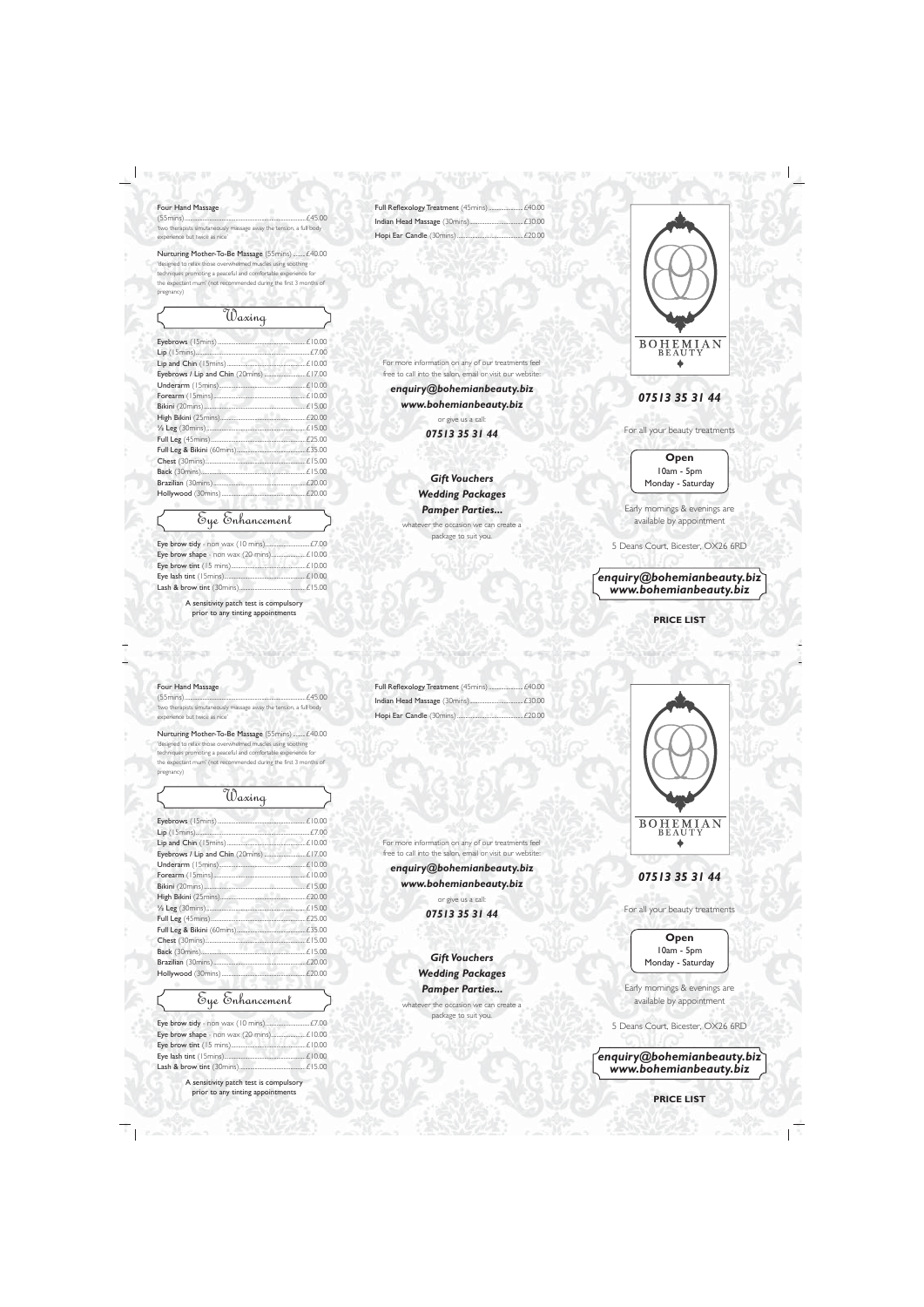Four Hand Massage (55mins)........£45.00
'two therapists simultaneously massage away the tension, a full body experience but twice as nice'

Nurturing Mother-To-Be Massage (55mins)........£40.00
'designed to relax those overwhelmed muscles using soothing techniques promoting a peaceful and comfortable experience for the expectant mum' (not recommended during the first 3 months of pregnancy)

## Waxing

| Treatment | Price |
|---|---|
| Eyebrows (15mins) | £10.00 |
| Lip (15mins) | £7.00 |
| Lip and Chin (15mins) | £10.00 |
| Eyebrows / Lip and Chin (20mins) | £17.00 |
| Underarm (15mins) | £10.00 |
| Forearm (15mins) | £10.00 |
| Bikini (20mins) | £15.00 |
| High Bikini (25mins) | £20.00 |
| ½ Leg (30mins) | £15.00 |
| Full Leg (45mins) | £25.00 |
| Full Leg & Bikini (60mins) | £35.00 |
| Chest (30mins) | £15.00 |
| Back (30mins) | £15.00 |
| Brazilian (30mins) | £20.00 |
| Hollywood (30mins) | £20.00 |

## Eye Enhancement

| Treatment | Price |
|---|---|
| Eye brow tidy - non wax (10 mins) | £7.00 |
| Eye brow shape - non wax (20 mins) | £10.00 |
| Eye brow tint (15 mins) | £10.00 |
| Eye lash tint (15mins) | £10.00 |
| Lash & brow tint (30mins) | £15.00 |

A sensitivity patch test is compulsory prior to any tinting appointments

| Treatment | Price |
|---|---|
| Full Reflexology Treatment (45mins) | £40.00 |
| Indian Head Massage (30mins) | £30.00 |
| Hopi Ear Candle (30mins) | £20.00 |

For more information on any of our treatments feel free to call into the salon, email or visit our website:

***enquiry@bohemianbeauty.biz***

***www.bohemianbeauty.biz***

or give us a call:

***07513 35 31 44***

***Gift Vouchers***
***Wedding Packages***
***Pamper Parties...***

whatever the occasion we can create a package to suit you.

BOHEMIAN BEAUTY

***07513 35 31 44***

For all your beauty treatments

**Open**
10am - 5pm
Monday - Saturday

Early mornings & evenings are available by appointment

5 Deans Court, Bicester, OX26 6RD

***enquiry@bohemianbeauty.biz***
***www.bohemianbeauty.biz***

**PRICE LIST**

Four Hand Massage (55mins)........£45.00
'two therapists simultaneously massage away the tension, a full body experience but twice as nice'

Nurturing Mother-To-Be Massage (55mins)........£40.00
'designed to relax those overwhelmed muscles using soothing techniques promoting a peaceful and comfortable experience for the expectant mum' (not recommended during the first 3 months of pregnancy)

## Waxing

| Treatment | Price |
|---|---|
| Eyebrows (15mins) | £10.00 |
| Lip (15mins) | £7.00 |
| Lip and Chin (15mins) | £10.00 |
| Eyebrows / Lip and Chin (20mins) | £17.00 |
| Underarm (15mins) | £10.00 |
| Forearm (15mins) | £10.00 |
| Bikini (20mins) | £15.00 |
| High Bikini (25mins) | £20.00 |
| ½ Leg (30mins) | £15.00 |
| Full Leg (45mins) | £25.00 |
| Full Leg & Bikini (60mins) | £35.00 |
| Chest (30mins) | £15.00 |
| Back (30mins) | £15.00 |
| Brazilian (30mins) | £20.00 |
| Hollywood (30mins) | £20.00 |

## Eye Enhancement

| Treatment | Price |
|---|---|
| Eye brow tidy - non wax (10 mins) | £7.00 |
| Eye brow shape - non wax (20 mins) | £10.00 |
| Eye brow tint (15 mins) | £10.00 |
| Eye lash tint (15mins) | £10.00 |
| Lash & brow tint (30mins) | £15.00 |

A sensitivity patch test is compulsory prior to any tinting appointments

| Treatment | Price |
|---|---|
| Full Reflexology Treatment (45mins) | £40.00 |
| Indian Head Massage (30mins) | £30.00 |
| Hopi Ear Candle (30mins) | £20.00 |

For more information on any of our treatments feel free to call into the salon, email or visit our website:

***enquiry@bohemianbeauty.biz***

***www.bohemianbeauty.biz***

or give us a call:

***07513 35 31 44***

***Gift Vouchers***
***Wedding Packages***
***Pamper Parties...***

whatever the occasion we can create a package to suit you.

BOHEMIAN BEAUTY

***07513 35 31 44***

For all your beauty treatments

**Open**
10am - 5pm
Monday - Saturday

Early mornings & evenings are available by appointment

5 Deans Court, Bicester, OX26 6RD

***enquiry@bohemianbeauty.biz***
***www.bohemianbeauty.biz***

**PRICE LIST**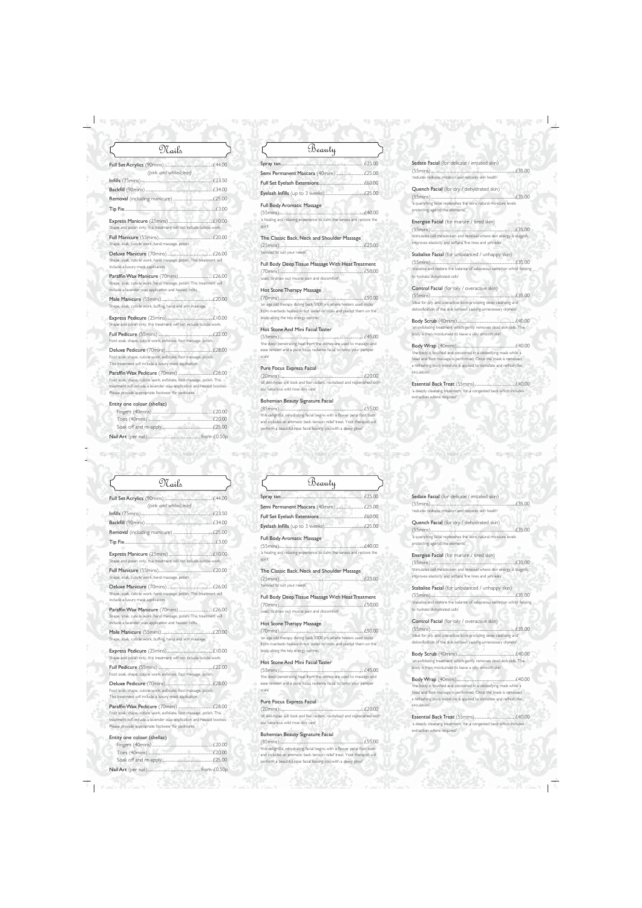# Nails

**Full Set Acrylics** (90mins) .......................................... £44.00
*(pink and white/clear)*

**Infills** (75mins) .......................................... £23.50

**Backfill** (90mins) .......................................... £34.00

**Removal** (including manicure) .......................................... £25.00

**Tip Fix** .......................................... £3.00

**Express Manicure** (25mins) .......................................... £10.00
Shape and polish only, this treatment will not include cuticle work.

**Full Manicure** (55mins) .......................................... £20.00
Shape, soak, cuticle work, hand massage, polish.

**Deluxe Manicure** (70mins) .......................................... £26.00
Shape, soak, cuticle work, hand massage, polish. This treatment will include a luxury mask application.

**Paraffin Wax Manicure** (70mins) .......................................... £26.00
Shape, soak, cuticle work, hand massage, polish. This treatment will include a lavender wax application and heated mitts.

**Male Manicure** (55mins) .......................................... £20.00
Shape, soak, cuticle work, buffing, hand and arm massage.

**Express Pedicure** (25mins) .......................................... £10.00
Shape and polish only, this treatment will not include cuticle work.

**Full Pedicure** (55mins) .......................................... £22.00
Foot soak, shape, cuticle work, exfoliate, foot massage, polish.

**Deluxe Pedicure** (70mins) .......................................... £28.00
Foot soak, shape, cuticle work, exfoliate, foot massage, polish. This treatment will include a luxury mask application.

**Paraffin Wax Pedicure** (70mins) .......................................... £28.00
Foot soak, shape, cuticle work, exfoliate, foot massage, polish. This treatment will include a lavender wax application and heated booties. Please provide appropriate footwear for pedicures.

**Entity one colour (shellac)**

- Fingers (40mins) .......................................... £20.00
- Toes (40mins) .......................................... £20.00
- Soak off and re-apply .......................................... £25.00

**Nail Art** (per nail) .......................................... from £0.50p

# Beauty

**Spray tan** .......................................... £25.00

**Semi Permanent Mascara** (40mins) .......................................... £25.00

**Full Set Eyelash Extensions** .......................................... £60.00

**Eyelash Infills** (up to 3 weeks) .......................................... £25.00

**Full Body Aromatic Massage**
(55mins) .......................................... £40.00
'a healing and relaxing experience to calm the senses and restore the spirit'

**The Classic Back, Neck and Shoulder Massage**
(25mins) .......................................... £25.00
'tailored to suit your needs'

**Full Body Deep Tissue Massage With Heat Treatment**
(70mins) .......................................... £50.00
'used to draw out muscle pain and discomfort'

**Hot Stone Therapy Massage**
(70mins) .......................................... £50.00
'an age old therapy dating back 5000 yrs where healers used rocks from riverbeds heated in hot water or coals and placed them on the body along the key energy centres'

**Hot Stone And Mini Facial Taster**
(55mins) .......................................... £45.00
'the deep penetrating heat from the stones are used to massage and ease tension and a pure focus radiance facial to temp your pamper scale'

**Pure Focus Express Facial**
(20mins) .......................................... £20.00
'all skin types will look and feel radiant, revitalised and replenished with our luxurious wild rose skin care'

**Bohemian Beauty Signature Facial**
(85mins) .......................................... £55.00
'this delightful, rehydrating facial begins with a flower petal foot bath and includes an aromatic back tension relief treat. Your therapist will perform a beautiful rose facial leaving you with a dewy glow!'

**Sedate Facial** (for delicate / irritated skin)
(55mins) .......................................... £35.00
'reduces redness, irritation and restores skin health'

**Quench Facial** (for dry / dehydrated skin)
(55mins) .......................................... £35.00
'a quenching facial replenishes the skins natural moisture levels protecting against the elements'

**Energise Facial** (for mature / tired skin)
(55mins) .......................................... £35.00
'stimulates cell metabolism and renewal where skin energy is sluggish, improves elasticity and softens fine lines and wrinkles'

**Stabalise Facial** (for unbalanced / unhappy skin)
(55mins) .......................................... £35.00
'stabalise and restore the balance of sabaceous secretion whilst helping to hydrate dehydrated cells'

**Control Facial** (for oily / overactive skin)
(55mins) .......................................... £35.00
'ideal for oily and overactive skins providing deep cleansing and detoxification of the skin without causing unnecessary dryness'

**Body Scrub** (40mins) .......................................... £40.00
'an exfoliating treatment which gently removes dead skin cells. The body is then moisturised to leave a silky smooth skin'

**Body Wrap** (40mins) .......................................... £40.00
'the body is brushed and cocooned in a detoxifying mask while a head and foot massage is performed. Once the mask is removed a refreshing body moisture is applied to stimulate and refresh the circulation'

**Essential Back Treat** (55mins) .......................................... £40.00
'a deeply cleansing treatment for a congested back which includes extraction where required'

# Nails

**Full Set Acrylics** (90mins) .......................................... £44.00
*(pink and white/clear)*

**Infills** (75mins) .......................................... £23.50

**Backfill** (90mins) .......................................... £34.00

**Removal** (including manicure) .......................................... £25.00

**Tip Fix** .......................................... £3.00

**Express Manicure** (25mins) .......................................... £10.00
Shape and polish only, this treatment will not include cuticle work.

**Full Manicure** (55mins) .......................................... £20.00
Shape, soak, cuticle work, hand massage, polish.

**Deluxe Manicure** (70mins) .......................................... £26.00
Shape, soak, cuticle work, hand massage, polish. This treatment will include a luxury mask application.

**Paraffin Wax Manicure** (70mins) .......................................... £26.00
Shape, soak, cuticle work, hand massage, polish. This treatment will include a lavender wax application and heated mitts.

**Male Manicure** (55mins) .......................................... £20.00
Shape, soak, cuticle work, buffing, hand and arm massage.

**Express Pedicure** (25mins) .......................................... £10.00
Shape and polish only, this treatment will not include cuticle work.

**Full Pedicure** (55mins) .......................................... £22.00
Foot soak, shape, cuticle work, exfoliate, foot massage, polish.

**Deluxe Pedicure** (70mins) .......................................... £28.00
Foot soak, shape, cuticle work, exfoliate, foot massage, polish. This treatment will include a luxury mask application.

**Paraffin Wax Pedicure** (70mins) .......................................... £28.00
Foot soak, shape, cuticle work, exfoliate, foot massage, polish. This treatment will include a lavender wax application and heated booties. Please provide appropriate footwear for pedicures.

**Entity one colour (shellac)**

- Fingers (40mins) .......................................... £20.00
- Toes (40mins) .......................................... £20.00
- Soak off and re-apply .......................................... £25.00

**Nail Art** (per nail) .......................................... from £0.50p

# Beauty

**Spray tan** .......................................... £25.00

**Semi Permanent Mascara** (40mins) .......................................... £25.00

**Full Set Eyelash Extensions** .......................................... £60.00

**Eyelash Infills** (up to 3 weeks) .......................................... £25.00

**Full Body Aromatic Massage**
(55mins) .......................................... £40.00
'a healing and relaxing experience to calm the senses and restore the spirit'

**The Classic Back, Neck and Shoulder Massage**
(25mins) .......................................... £25.00
'tailored to suit your needs'

**Full Body Deep Tissue Massage With Heat Treatment**
(70mins) .......................................... £50.00
'used to draw out muscle pain and discomfort'

**Hot Stone Therapy Massage**
(70mins) .......................................... £50.00
'an age old therapy dating back 5000 yrs where healers used rocks from riverbeds heated in hot water or coals and placed them on the body along the key energy centres'

**Hot Stone And Mini Facial Taster**
(55mins) .......................................... £45.00
'the deep penetrating heat from the stones are used to massage and ease tension and a pure focus radiance facial to temp your pamper scale'

**Pure Focus Express Facial**
(20mins) .......................................... £20.00
'all skin types will look and feel radiant, revitalised and replenished with our luxurious wild rose skin care'

**Bohemian Beauty Signature Facial**
(85mins) .......................................... £55.00
'this delightful, rehydrating facial begins with a flower petal foot bath and includes an aromatic back tension relief treat. Your therapist will perform a beautiful rose facial leaving you with a dewy glow!'

**Sedate Facial** (for delicate / irritated skin)
(55mins) .......................................... £35.00
'reduces redness, irritation and restores skin health'

**Quench Facial** (for dry / dehydrated skin)
(55mins) .......................................... £35.00
'a quenching facial replenishes the skins natural moisture levels protecting against the elements'

**Energise Facial** (for mature / tired skin)
(55mins) .......................................... £35.00
'stimulates cell metabolism and renewal where skin energy is sluggish, improves elasticity and softens fine lines and wrinkles'

**Stabalise Facial** (for unbalanced / unhappy skin)
(55mins) .......................................... £35.00
'stabalise and restore the balance of sabaceous secretion whilst helping to hydrate dehydrated cells'

**Control Facial** (for oily / overactive skin)
(55mins) .......................................... £35.00
'ideal for oily and overactive skins providing deep cleansing and detoxification of the skin without causing unnecessary dryness'

**Body Scrub** (40mins) .......................................... £40.00
'an exfoliating treatment which gently removes dead skin cells. The body is then moisturised to leave a silky smooth skin'

**Body Wrap** (40mins) .......................................... £40.00
'the body is brushed and cocooned in a detoxifying mask while a head and foot massage is performed. Once the mask is removed a refreshing body moisture is applied to stimulate and refresh the circulation'

**Essential Back Treat** (55mins) .......................................... £40.00
'a deeply cleansing treatment for a congested back which includes extraction where required'